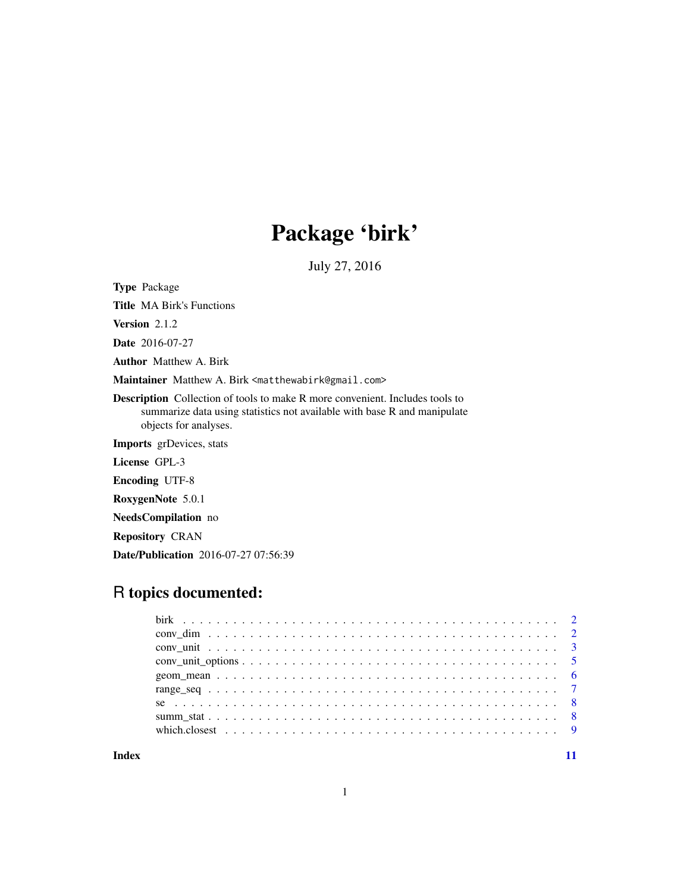# Package 'birk'

July 27, 2016

**Type** Package

**Title** MA Birk's Functions

**Version** 2.1.2

**Date** 2016-07-27

**Author** Matthew A. Birk

**Maintainer** Matthew A. Birk <matthewabirk@gmail.com>

**Description** Collection of tools to make R more convenient. Includes tools to summarize data using statistics not available with base R and manipulate objects for analyses.

**Imports** grDevices, stats

**License** GPL-3

**Encoding** UTF-8

**RoxygenNote** 5.0.1

**NeedsCompilation** no

**Repository** CRAN

**Date/Publication** 2016-07-27 07:56:39

## R topics documented:

| | |
|---|---|
| birk | 2 |
| conv_dim | 2 |
| conv_unit | 3 |
| conv_unit_options | 5 |
| geom_mean | 6 |
| range_seq | 7 |
| se | 8 |
| summ_stat | 8 |
| which.closest | 9 |
| **Index** | **11** |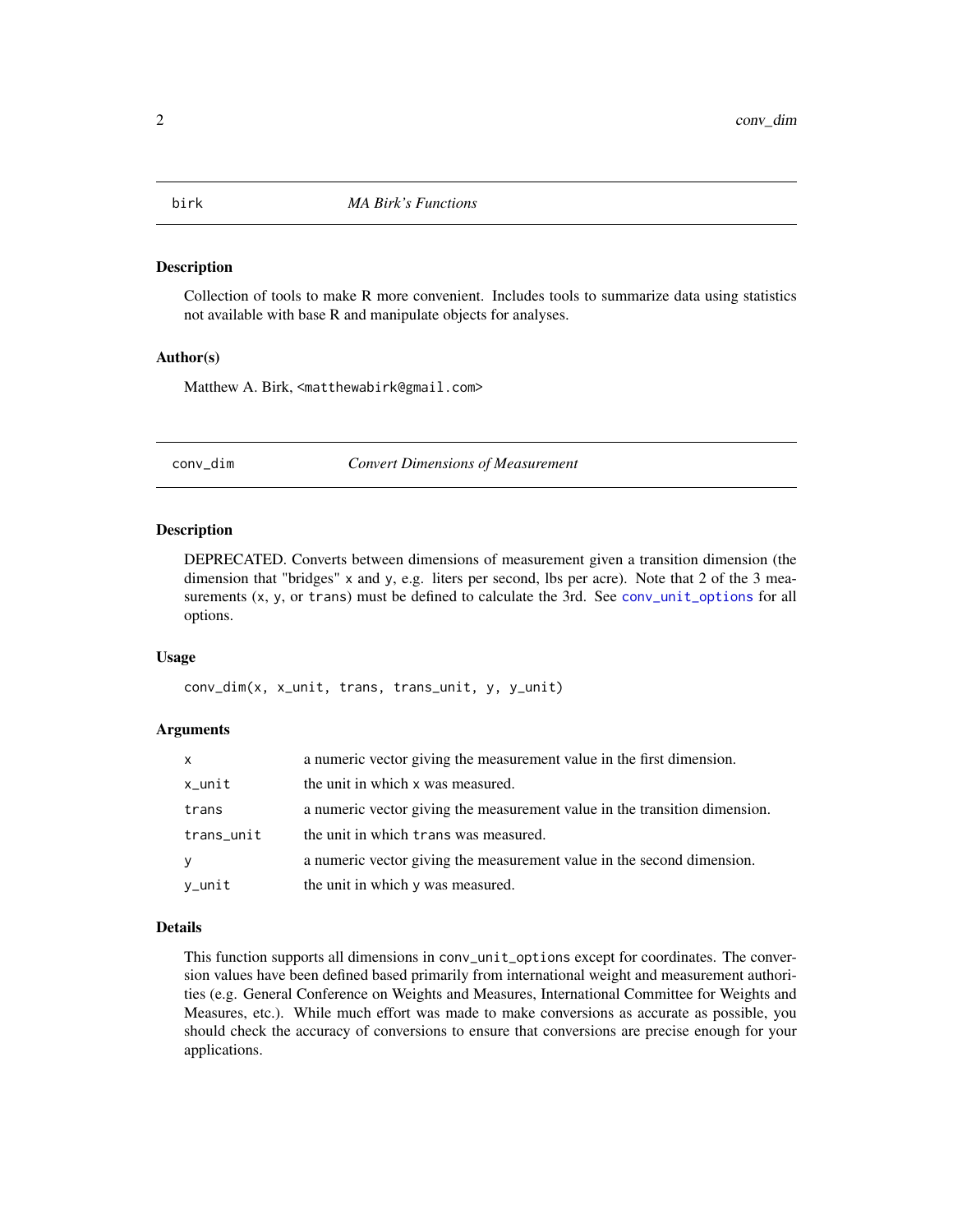## birk — *MA Birk's Functions*

### Description

Collection of tools to make R more convenient. Includes tools to summarize data using statistics not available with base R and manipulate objects for analyses.

### Author(s)

Matthew A. Birk, <matthewabirk@gmail.com>

## conv_dim — *Convert Dimensions of Measurement*

### Description

DEPRECATED. Converts between dimensions of measurement given a transition dimension (the dimension that "bridges" x and y, e.g. liters per second, lbs per acre). Note that 2 of the 3 measurements (x, y, or trans) must be defined to calculate the 3rd. See conv_unit_options for all options.

### Usage

```
conv_dim(x, x_unit, trans, trans_unit, y, y_unit)
```

### Arguments

| | |
|---|---|
| x | a numeric vector giving the measurement value in the first dimension. |
| x_unit | the unit in which x was measured. |
| trans | a numeric vector giving the measurement value in the transition dimension. |
| trans_unit | the unit in which trans was measured. |
| y | a numeric vector giving the measurement value in the second dimension. |
| y_unit | the unit in which y was measured. |

### Details

This function supports all dimensions in conv_unit_options except for coordinates. The conversion values have been defined based primarily from international weight and measurement authorities (e.g. General Conference on Weights and Measures, International Committee for Weights and Measures, etc.). While much effort was made to make conversions as accurate as possible, you should check the accuracy of conversions to ensure that conversions are precise enough for your applications.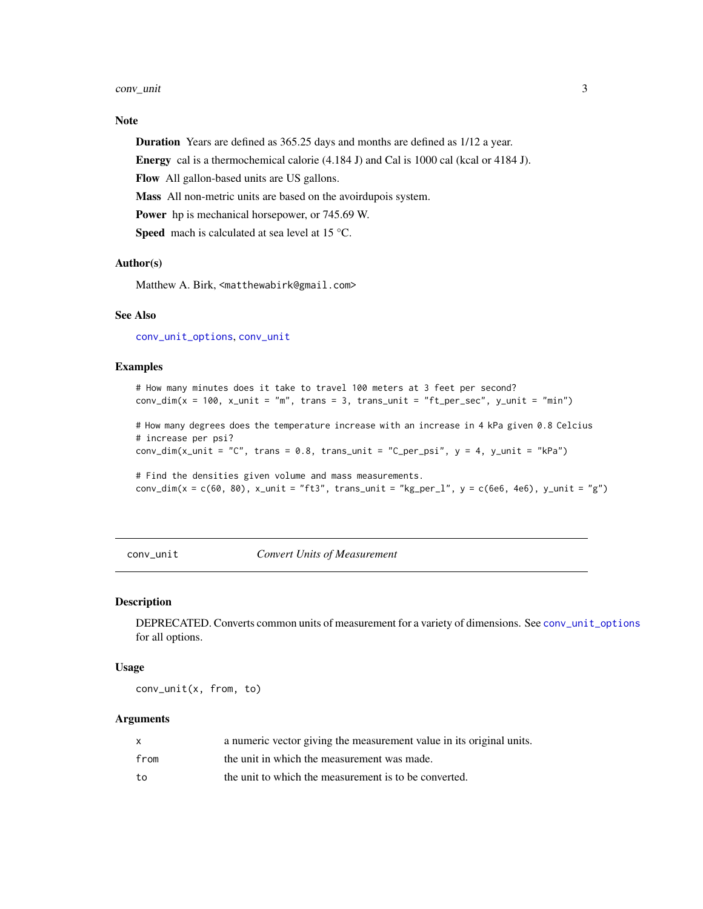### Note

**Duration** Years are defined as 365.25 days and months are defined as 1/12 a year.

**Energy** cal is a thermochemical calorie (4.184 J) and Cal is 1000 cal (kcal or 4184 J).

**Flow** All gallon-based units are US gallons.

**Mass** All non-metric units are based on the avoirdupois system.

**Power** hp is mechanical horsepower, or 745.69 W.

**Speed** mach is calculated at sea level at 15 °C.

### Author(s)

Matthew A. Birk, <matthewabirk@gmail.com>

### See Also

conv_unit_options, conv_unit

### Examples

```
# How many minutes does it take to travel 100 meters at 3 feet per second?
conv_dim(x = 100, x_unit = "m", trans = 3, trans_unit = "ft_per_sec", y_unit = "min")

# How many degrees does the temperature increase with an increase in 4 kPa given 0.8 Celcius
# increase per psi?
conv_dim(x_unit = "C", trans = 0.8, trans_unit = "C_per_psi", y = 4, y_unit = "kPa")

# Find the densities given volume and mass measurements.
conv_dim(x = c(60, 80), x_unit = "ft3", trans_unit = "kg_per_l", y = c(6e6, 4e6), y_unit = "g")
```

---

## conv_unit — *Convert Units of Measurement*

---

### Description

DEPRECATED. Converts common units of measurement for a variety of dimensions. See conv_unit_options for all options.

### Usage

```
conv_unit(x, from, to)
```

### Arguments

| | |
|---|---|
| x | a numeric vector giving the measurement value in its original units. |
| from | the unit in which the measurement was made. |
| to | the unit to which the measurement is to be converted. |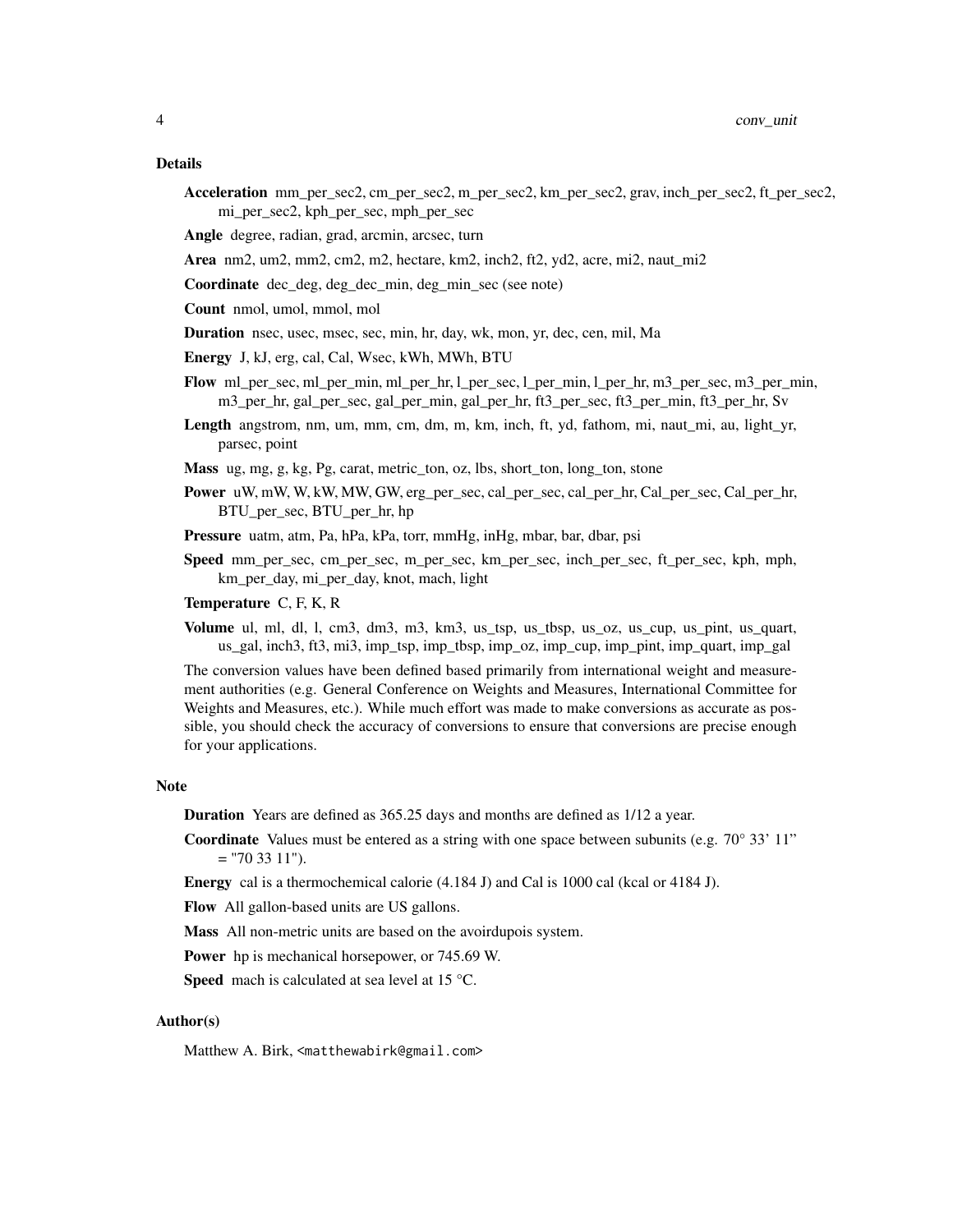## Details

**Acceleration** mm_per_sec2, cm_per_sec2, m_per_sec2, km_per_sec2, grav, inch_per_sec2, ft_per_sec2, mi_per_sec2, kph_per_sec, mph_per_sec

**Angle** degree, radian, grad, arcmin, arcsec, turn

**Area** nm2, um2, mm2, cm2, m2, hectare, km2, inch2, ft2, yd2, acre, mi2, naut_mi2

**Coordinate** dec_deg, deg_dec_min, deg_min_sec (see note)

**Count** nmol, umol, mmol, mol

**Duration** nsec, usec, msec, sec, min, hr, day, wk, mon, yr, dec, cen, mil, Ma

**Energy** J, kJ, erg, cal, Cal, Wsec, kWh, MWh, BTU

**Flow** ml_per_sec, ml_per_min, ml_per_hr, l_per_sec, l_per_min, l_per_hr, m3_per_sec, m3_per_min, m3_per_hr, gal_per_sec, gal_per_min, gal_per_hr, ft3_per_sec, ft3_per_min, ft3_per_hr, Sv

**Length** angstrom, nm, um, mm, cm, dm, m, km, inch, ft, yd, fathom, mi, naut_mi, au, light_yr, parsec, point

**Mass** ug, mg, g, kg, Pg, carat, metric_ton, oz, lbs, short_ton, long_ton, stone

**Power** uW, mW, W, kW, MW, GW, erg_per_sec, cal_per_sec, cal_per_hr, Cal_per_sec, Cal_per_hr, BTU_per_sec, BTU_per_hr, hp

**Pressure** uatm, atm, Pa, hPa, kPa, torr, mmHg, inHg, mbar, bar, dbar, psi

**Speed** mm_per_sec, cm_per_sec, m_per_sec, km_per_sec, inch_per_sec, ft_per_sec, kph, mph, km_per_day, mi_per_day, knot, mach, light

**Temperature** C, F, K, R

**Volume** ul, ml, dl, l, cm3, dm3, m3, km3, us_tsp, us_tbsp, us_oz, us_cup, us_pint, us_quart, us_gal, inch3, ft3, mi3, imp_tsp, imp_tbsp, imp_oz, imp_cup, imp_pint, imp_quart, imp_gal

The conversion values have been defined based primarily from international weight and measurement authorities (e.g. General Conference on Weights and Measures, International Committee for Weights and Measures, etc.). While much effort was made to make conversions as accurate as possible, you should check the accuracy of conversions to ensure that conversions are precise enough for your applications.

## Note

**Duration** Years are defined as 365.25 days and months are defined as 1/12 a year.

**Coordinate** Values must be entered as a string with one space between subunits (e.g. 70° 33' 11" = "70 33 11").

**Energy** cal is a thermochemical calorie (4.184 J) and Cal is 1000 cal (kcal or 4184 J).

**Flow** All gallon-based units are US gallons.

**Mass** All non-metric units are based on the avoirdupois system.

**Power** hp is mechanical horsepower, or 745.69 W.

**Speed** mach is calculated at sea level at 15 °C.

## Author(s)

Matthew A. Birk, <matthewabirk@gmail.com>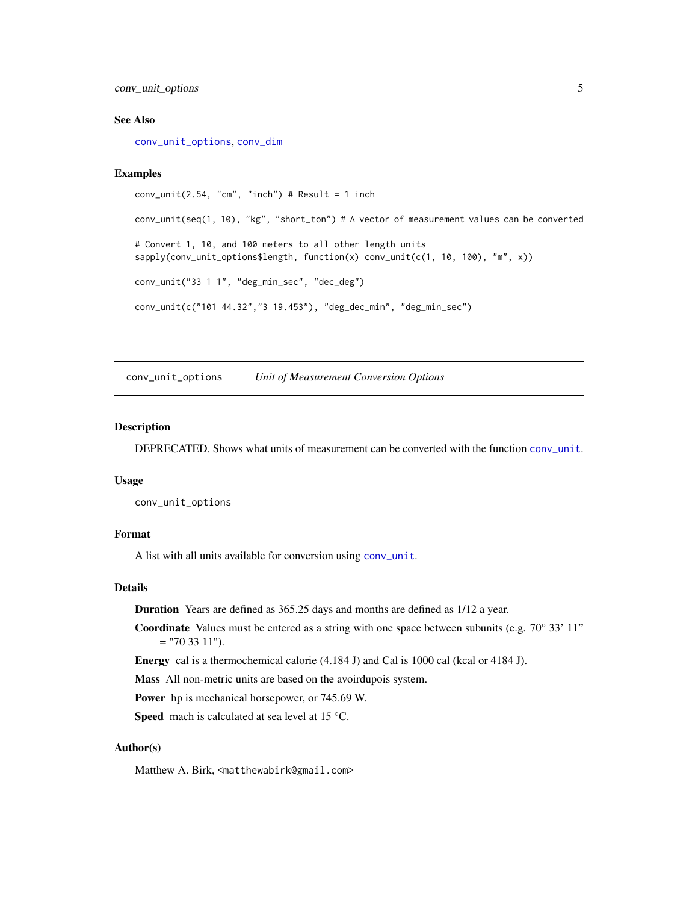### See Also

conv_unit_options, conv_dim

### Examples

```
conv_unit(2.54, "cm", "inch") # Result = 1 inch

conv_unit(seq(1, 10), "kg", "short_ton") # A vector of measurement values can be converted

# Convert 1, 10, and 100 meters to all other length units
sapply(conv_unit_options$length, function(x) conv_unit(c(1, 10, 100), "m", x))

conv_unit("33 1 1", "deg_min_sec", "dec_deg")

conv_unit(c("101 44.32","3 19.453"), "deg_dec_min", "deg_min_sec")
```

---

## conv_unit_options — *Unit of Measurement Conversion Options*

### Description

DEPRECATED. Shows what units of measurement can be converted with the function conv_unit.

### Usage

```
conv_unit_options
```

### Format

A list with all units available for conversion using conv_unit.

### Details

**Duration** Years are defined as 365.25 days and months are defined as 1/12 a year.

**Coordinate** Values must be entered as a string with one space between subunits (e.g. 70° 33' 11" = "70 33 11").

**Energy** cal is a thermochemical calorie (4.184 J) and Cal is 1000 cal (kcal or 4184 J).

**Mass** All non-metric units are based on the avoirdupois system.

**Power** hp is mechanical horsepower, or 745.69 W.

**Speed** mach is calculated at sea level at 15 °C.

### Author(s)

Matthew A. Birk, <matthewabirk@gmail.com>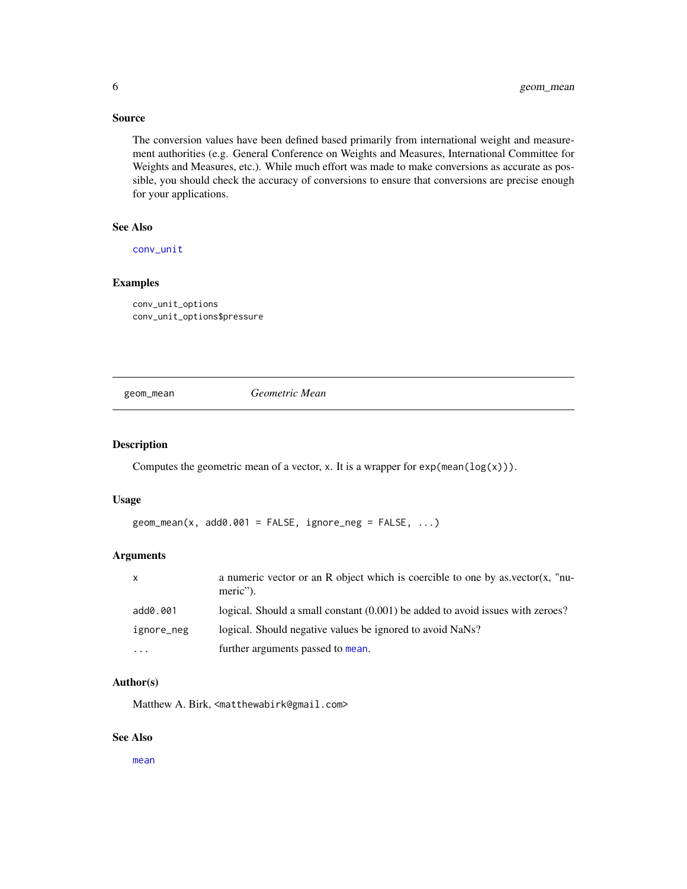### Source

The conversion values have been defined based primarily from international weight and measurement authorities (e.g. General Conference on Weights and Measures, International Committee for Weights and Measures, etc.). While much effort was made to make conversions as accurate as possible, you should check the accuracy of conversions to ensure that conversions are precise enough for your applications.

### See Also

`conv_unit`

### Examples

```
conv_unit_options
conv_unit_options$pressure
```

---

## geom_mean — *Geometric Mean*

### Description

Computes the geometric mean of a vector, x. It is a wrapper for `exp(mean(log(x)))`.

### Usage

```
geom_mean(x, add0.001 = FALSE, ignore_neg = FALSE, ...)
```

### Arguments

| | |
|---|---|
| `x` | a numeric vector or an R object which is coercible to one by as.vector(x, "numeric"). |
| `add0.001` | logical. Should a small constant (0.001) be added to avoid issues with zeroes? |
| `ignore_neg` | logical. Should negative values be ignored to avoid NaNs? |
| `...` | further arguments passed to `mean`. |

### Author(s)

Matthew A. Birk, <matthewabirk@gmail.com>

### See Also

`mean`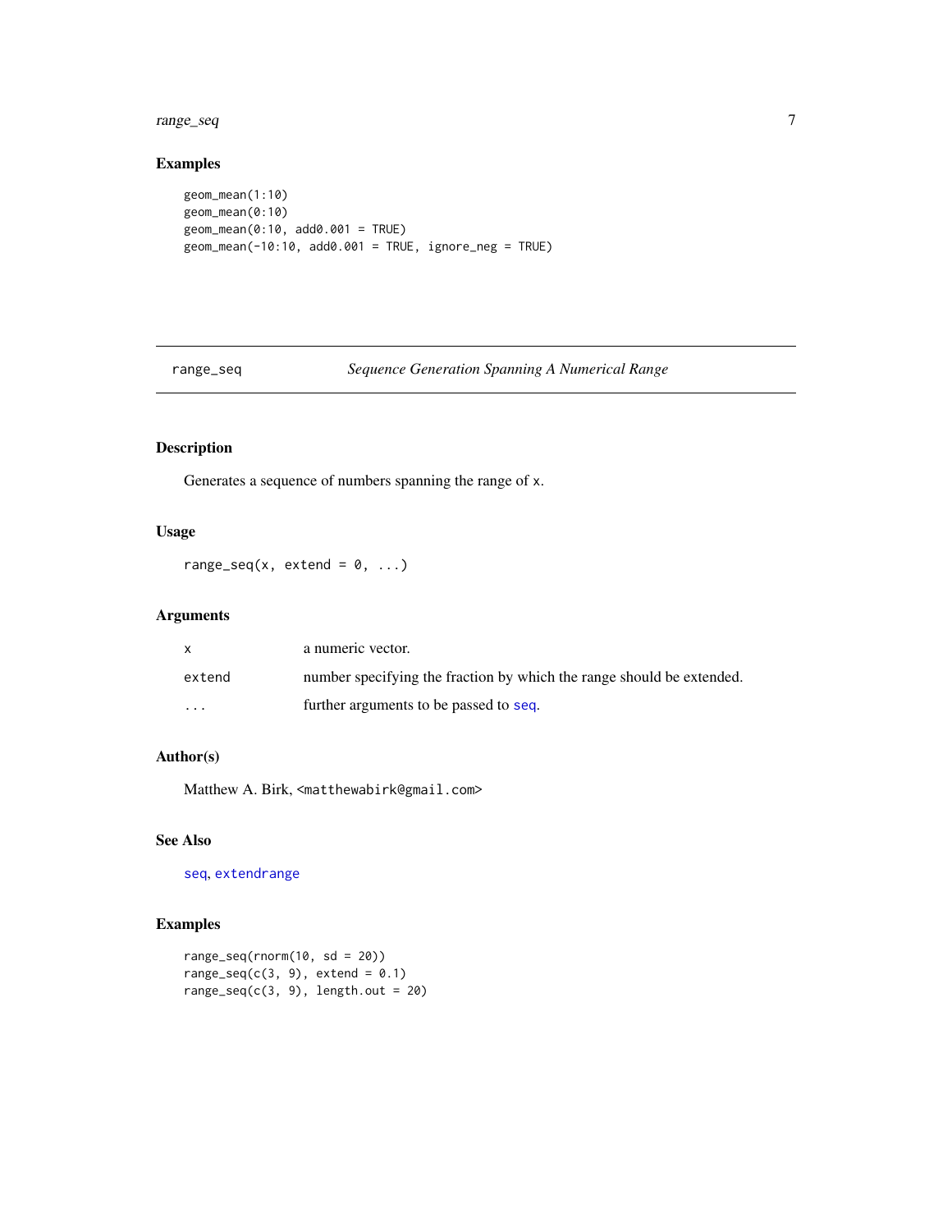## Examples

```
geom_mean(1:10)
geom_mean(0:10)
geom_mean(0:10, add0.001 = TRUE)
geom_mean(-10:10, add0.001 = TRUE, ignore_neg = TRUE)
```

---

# range_seq — *Sequence Generation Spanning A Numerical Range*

---

## Description

Generates a sequence of numbers spanning the range of x.

## Usage

```
range_seq(x, extend = 0, ...)
```

## Arguments

| | |
|---|---|
| x | a numeric vector. |
| extend | number specifying the fraction by which the range should be extended. |
| ... | further arguments to be passed to seq. |

## Author(s)

Matthew A. Birk, <matthewabirk@gmail.com>

## See Also

seq, extendrange

## Examples

```
range_seq(rnorm(10, sd = 20))
range_seq(c(3, 9), extend = 0.1)
range_seq(c(3, 9), length.out = 20)
```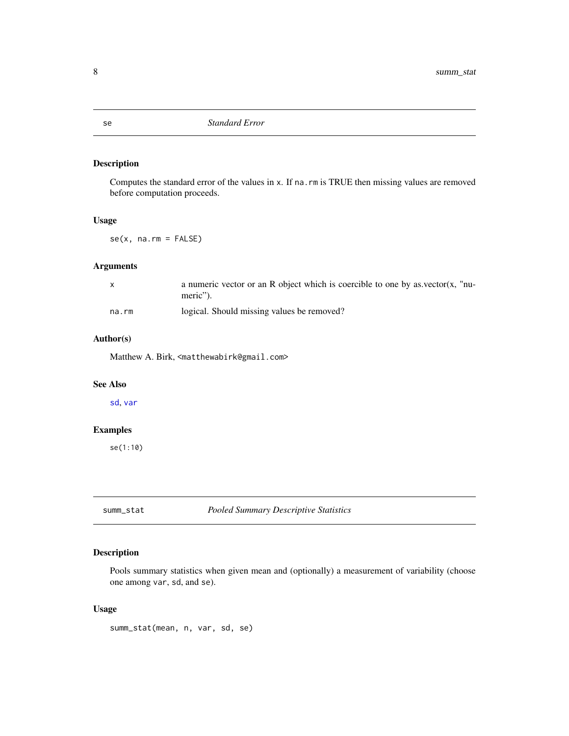## se — *Standard Error*

### Description

Computes the standard error of the values in x. If na.rm is TRUE then missing values are removed before computation proceeds.

### Usage

```
se(x, na.rm = FALSE)
```

### Arguments

| | |
|---|---|
| x | a numeric vector or an R object which is coercible to one by as.vector(x, "numeric"). |
| na.rm | logical. Should missing values be removed? |

### Author(s)

Matthew A. Birk, <matthewabirk@gmail.com>

### See Also

sd, var

### Examples

```
se(1:10)
```

## summ_stat — *Pooled Summary Descriptive Statistics*

### Description

Pools summary statistics when given mean and (optionally) a measurement of variability (choose one among var, sd, and se).

### Usage

```
summ_stat(mean, n, var, sd, se)
```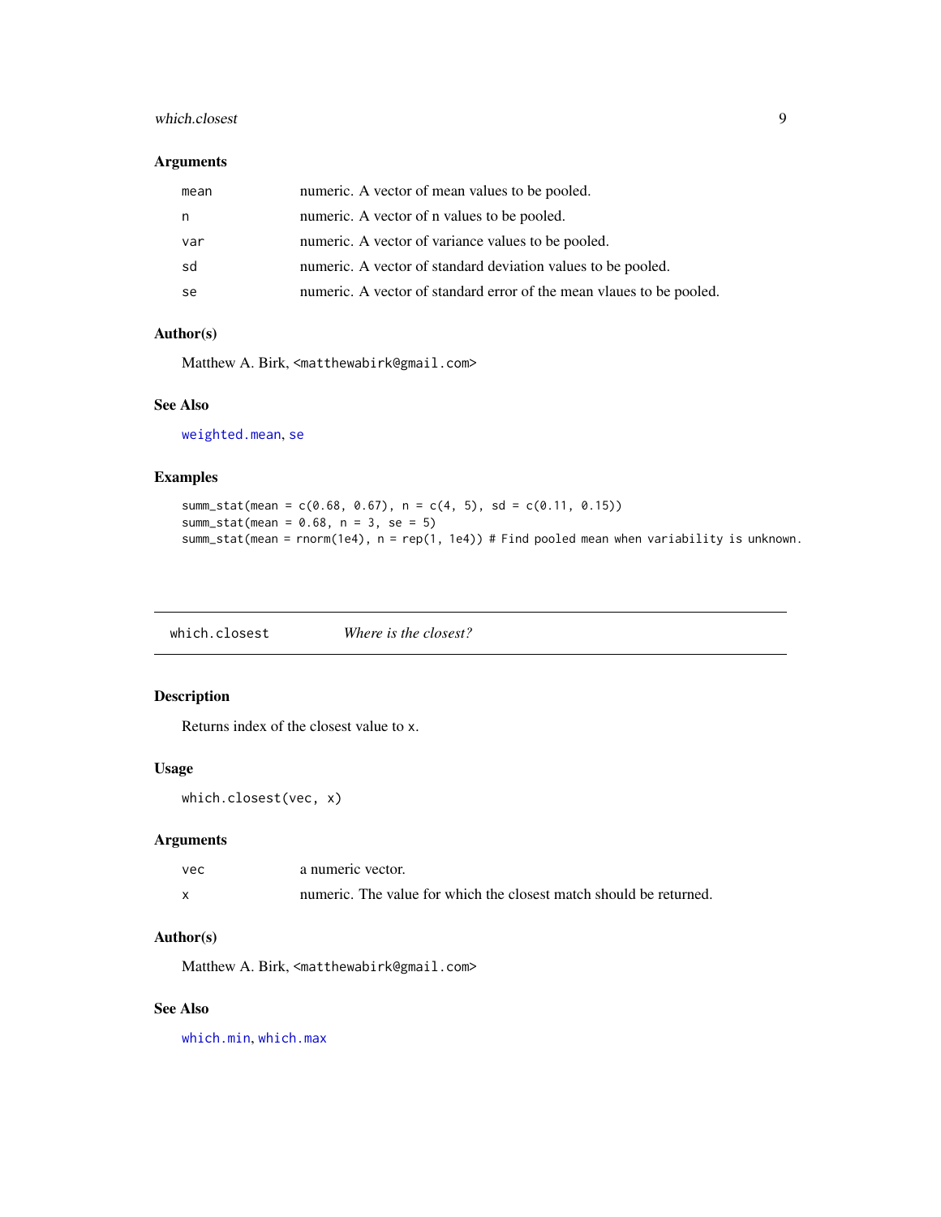### Arguments

| | |
|---|---|
| `mean` | numeric. A vector of mean values to be pooled. |
| `n` | numeric. A vector of n values to be pooled. |
| `var` | numeric. A vector of variance values to be pooled. |
| `sd` | numeric. A vector of standard deviation values to be pooled. |
| `se` | numeric. A vector of standard error of the mean vlaues to be pooled. |

### Author(s)

Matthew A. Birk, <matthewabirk@gmail.com>

### See Also

`weighted.mean`, `se`

### Examples

```
summ_stat(mean = c(0.68, 0.67), n = c(4, 5), sd = c(0.11, 0.15))
summ_stat(mean = 0.68, n = 3, se = 5)
summ_stat(mean = rnorm(1e4), n = rep(1, 1e4)) # Find pooled mean when variability is unknown.
```

---

## `which.closest` *Where is the closest?*

---

### Description

Returns index of the closest value to `x`.

### Usage

```
which.closest(vec, x)
```

### Arguments

| | |
|---|---|
| `vec` | a numeric vector. |
| `x` | numeric. The value for which the closest match should be returned. |

### Author(s)

Matthew A. Birk, <matthewabirk@gmail.com>

### See Also

`which.min`, `which.max`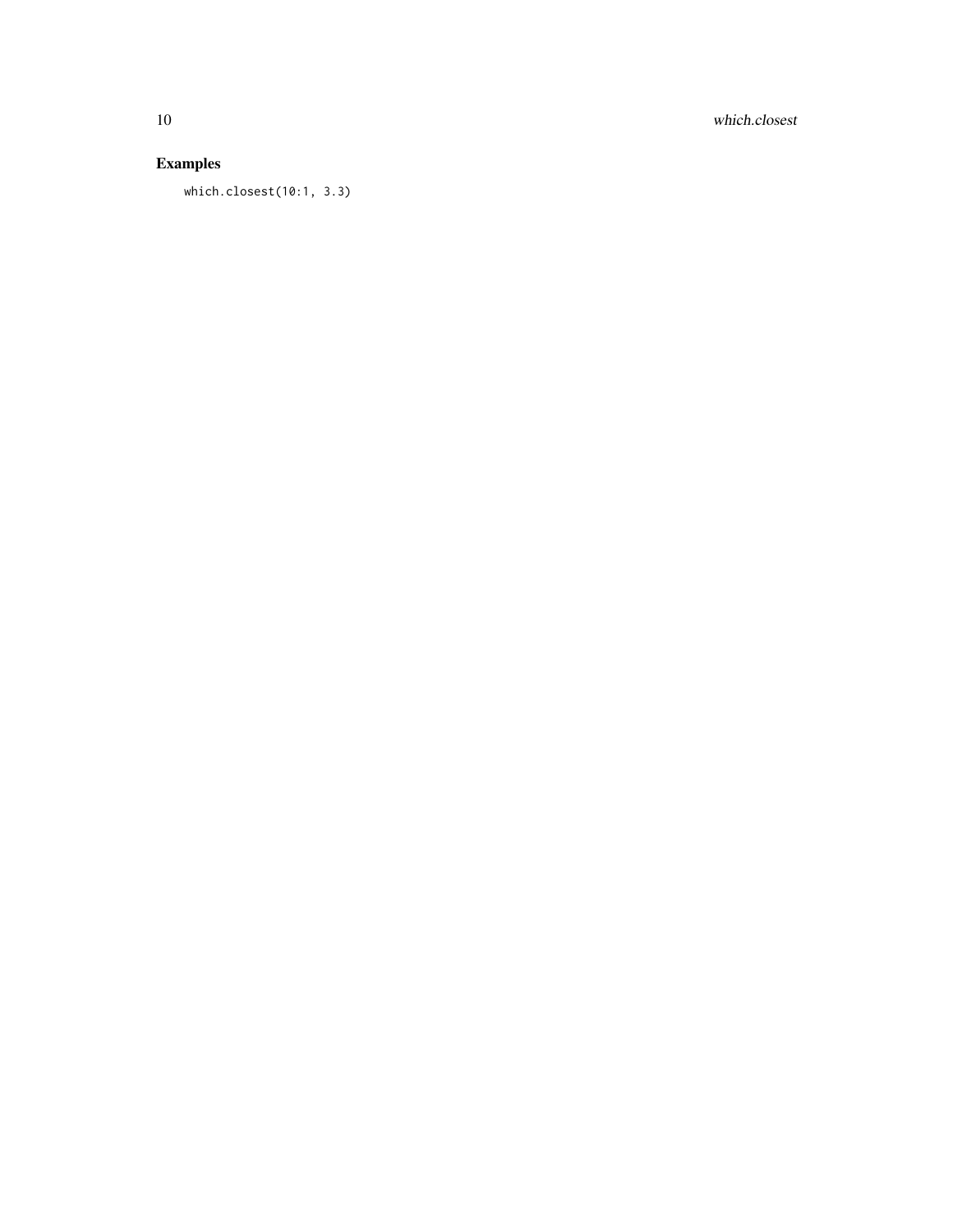## Examples

```
which.closest(10:1, 3.3)
```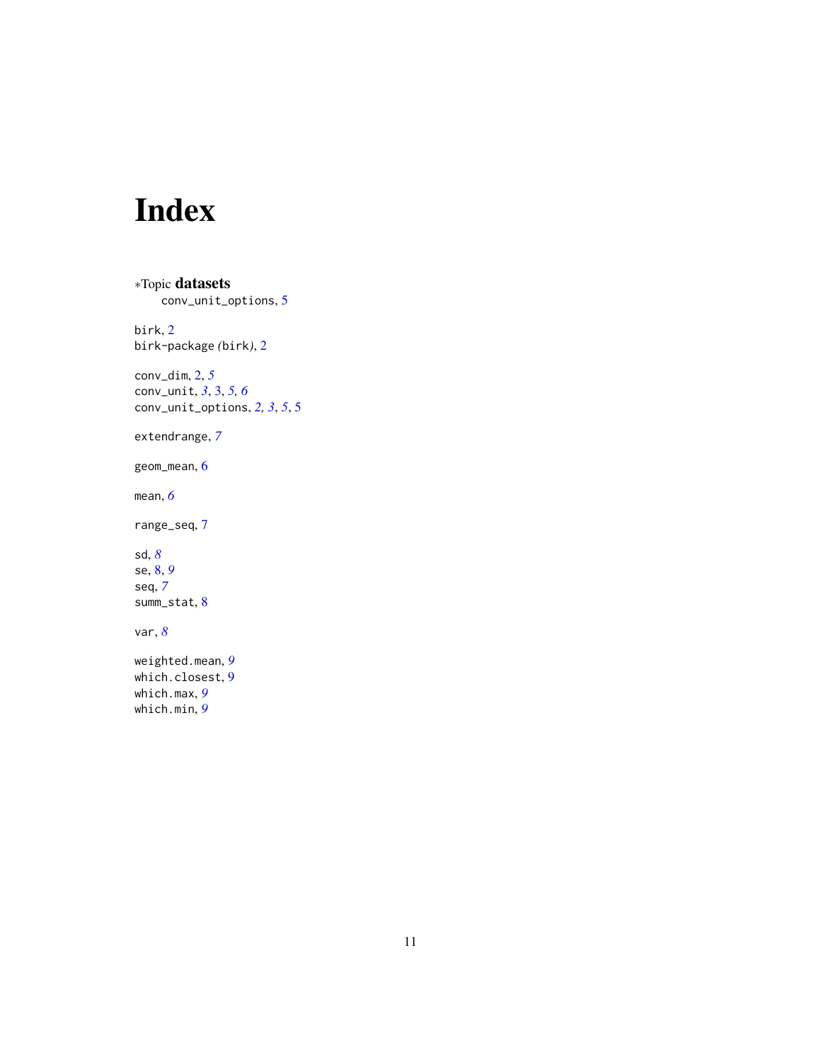# Index

∗Topic **datasets**
    conv_unit_options, 5

birk, 2
birk-package *(*birk*)*, 2

conv_dim, 2, *5*
conv_unit, *3*, 3, *5, 6*
conv_unit_options, *2, 3*, *5*, 5

extendrange, *7*

geom_mean, 6

mean, *6*

range_seq, 7

sd, *8*
se, 8, *9*
seq, *7*
summ_stat, 8

var, *8*

weighted.mean, *9*
which.closest, 9
which.max, *9*
which.min, *9*